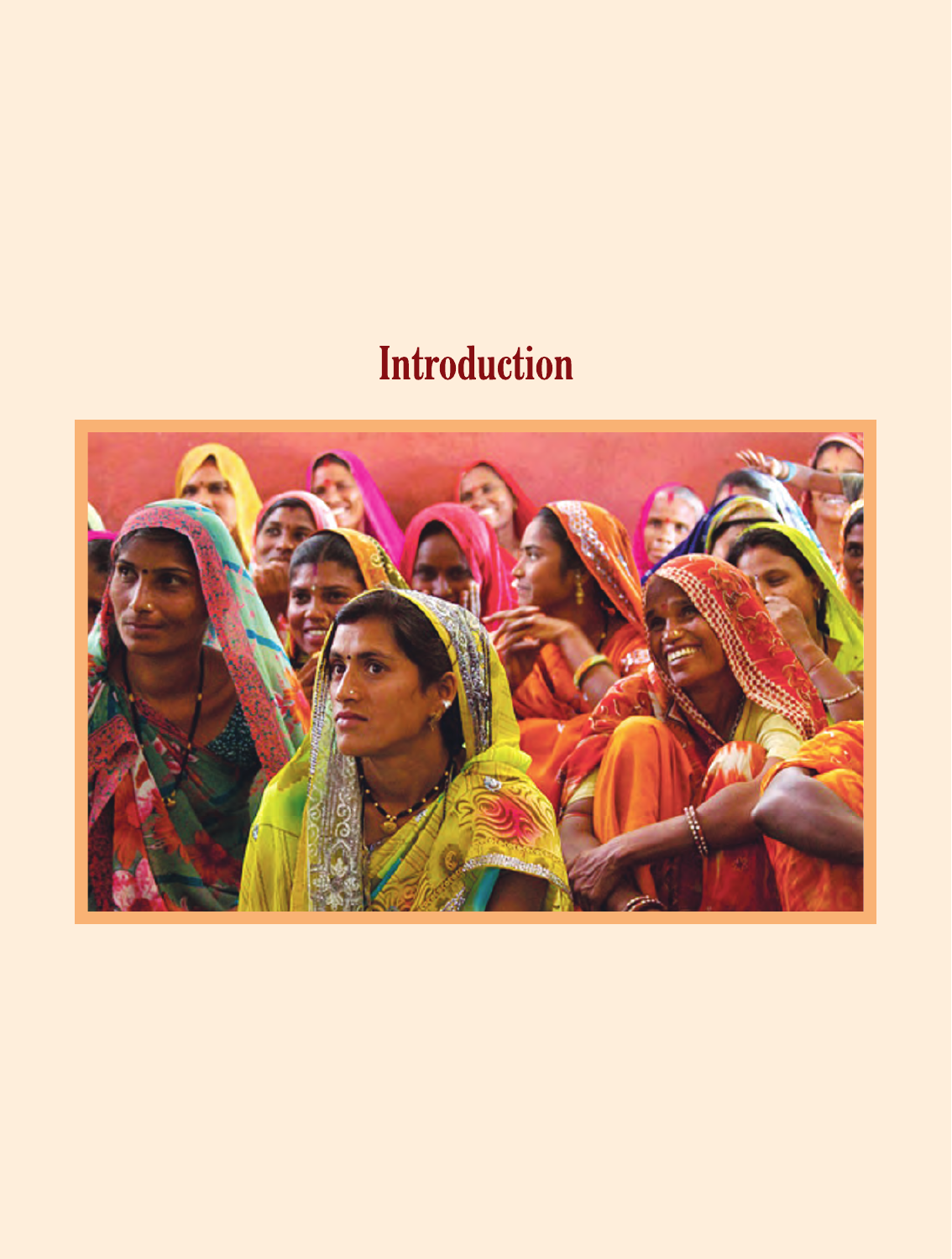# Introduction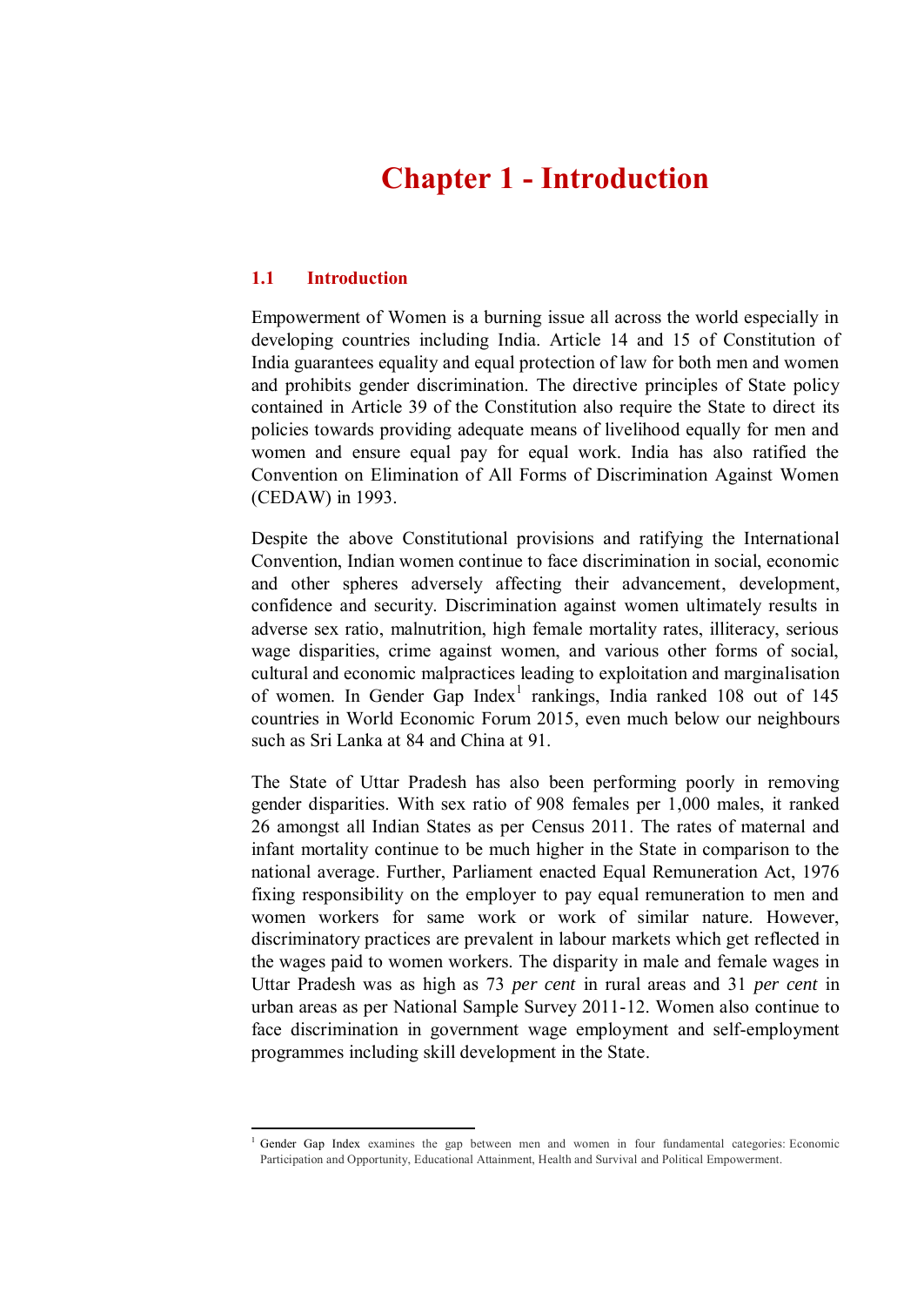# Chapter 1 - Introduction

## 1.1 Introduction

Empowerment of Women is a burning issue all across the world especially in developing countries including India. Article 14 and 15 of Constitution of India guarantees equality and equal protection of law for both men and women and prohibits gender discrimination. The directive principles of State policy contained in Article 39 of the Constitution also require the State to direct its policies towards providing adequate means of livelihood equally for men and women and ensure equal pay for equal work. India has also ratified the Convention on Elimination of All Forms of Discrimination Against Women (CEDAW) in 1993.

Despite the above Constitutional provisions and ratifying the International Convention, Indian women continue to face discrimination in social, economic and other spheres adversely affecting their advancement, development, confidence and security. Discrimination against women ultimately results in adverse sex ratio, malnutrition, high female mortality rates, illiteracy, serious wage disparities, crime against women, and various other forms of social, cultural and economic malpractices leading to exploitation and marginalisation of women. In Gender Gap Index[1] rankings, India ranked 108 out of 145 countries in World Economic Forum 2015, even much below our neighbours such as Sri Lanka at 84 and China at 91.

The State of Uttar Pradesh has also been performing poorly in removing gender disparities. With sex ratio of 908 females per 1,000 males, it ranked 26 amongst all Indian States as per Census 2011. The rates of maternal and infant mortality continue to be much higher in the State in comparison to the national average. Further, Parliament enacted Equal Remuneration Act, 1976 fixing responsibility on the employer to pay equal remuneration to men and women workers for same work or work of similar nature. However, discriminatory practices are prevalent in labour markets which get reflected in the wages paid to women workers. The disparity in male and female wages in Uttar Pradesh was as high as 73 *per cent* in rural areas and 31 *per cent* in urban areas as per National Sample Survey 2011-12. Women also continue to face discrimination in government wage employment and self-employment programmes including skill development in the State.

---

[1] Gender Gap Index examines the gap between men and women in four fundamental categories: Economic Participation and Opportunity, Educational Attainment, Health and Survival and Political Empowerment.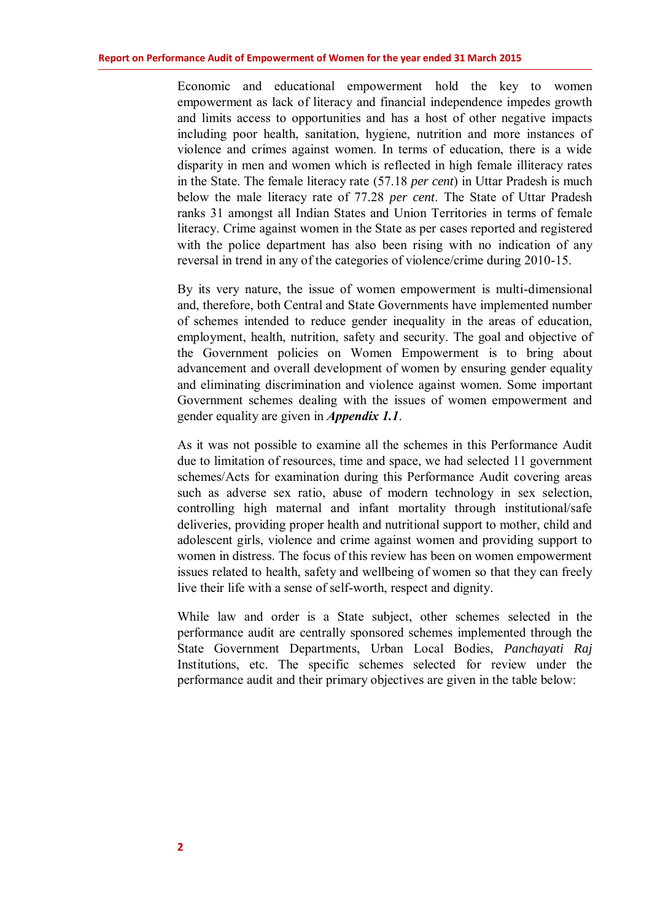Economic and educational empowerment hold the key to women empowerment as lack of literacy and financial independence impedes growth and limits access to opportunities and has a host of other negative impacts including poor health, sanitation, hygiene, nutrition and more instances of violence and crimes against women. In terms of education, there is a wide disparity in men and women which is reflected in high female illiteracy rates in the State. The female literacy rate (57.18 *per cent*) in Uttar Pradesh is much below the male literacy rate of 77.28 *per cent*. The State of Uttar Pradesh ranks 31 amongst all Indian States and Union Territories in terms of female literacy. Crime against women in the State as per cases reported and registered with the police department has also been rising with no indication of any reversal in trend in any of the categories of violence/crime during 2010-15.

By its very nature, the issue of women empowerment is multi-dimensional and, therefore, both Central and State Governments have implemented number of schemes intended to reduce gender inequality in the areas of education, employment, health, nutrition, safety and security. The goal and objective of the Government policies on Women Empowerment is to bring about advancement and overall development of women by ensuring gender equality and eliminating discrimination and violence against women. Some important Government schemes dealing with the issues of women empowerment and gender equality are given in ***Appendix 1.1***.

As it was not possible to examine all the schemes in this Performance Audit due to limitation of resources, time and space, we had selected 11 government schemes/Acts for examination during this Performance Audit covering areas such as adverse sex ratio, abuse of modern technology in sex selection, controlling high maternal and infant mortality through institutional/safe deliveries, providing proper health and nutritional support to mother, child and adolescent girls, violence and crime against women and providing support to women in distress. The focus of this review has been on women empowerment issues related to health, safety and wellbeing of women so that they can freely live their life with a sense of self-worth, respect and dignity.

While law and order is a State subject, other schemes selected in the performance audit are centrally sponsored schemes implemented through the State Government Departments, Urban Local Bodies, *Panchayati Raj* Institutions, etc. The specific schemes selected for review under the performance audit and their primary objectives are given in the table below: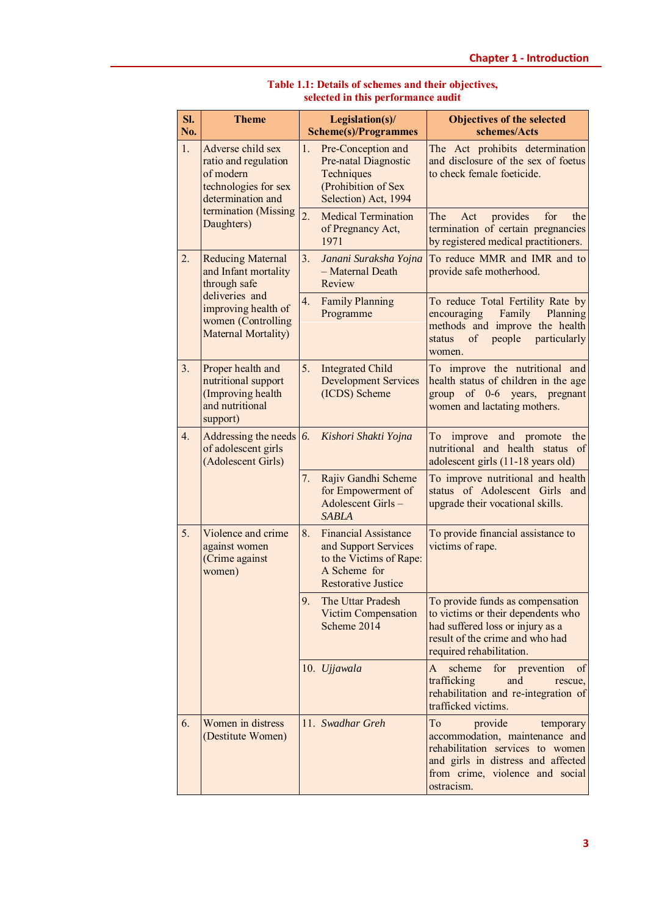**Table 1.1: Details of schemes and their objectives, selected in this performance audit**

| Sl. No. | Theme | Legislation(s)/ Scheme(s)/Programmes | Objectives of the selected schemes/Acts |
|---|---|---|---|
| 1. | Adverse child sex ratio and regulation of modern technologies for sex determination and termination (Missing Daughters) | 1. Pre-Conception and Pre-natal Diagnostic Techniques (Prohibition of Sex Selection) Act, 1994 | The Act prohibits determination and disclosure of the sex of foetus to check female foeticide. |
| | | 2. Medical Termination of Pregnancy Act, 1971 | The Act provides for the termination of certain pregnancies by registered medical practitioners. |
| 2. | Reducing Maternal and Infant mortality through safe deliveries and improving health of women (Controlling Maternal Mortality) | 3. *Janani Suraksha Yojna* – Maternal Death Review | To reduce MMR and IMR and to provide safe motherhood. |
| | | 4. Family Planning Programme | To reduce Total Fertility Rate by encouraging Family Planning methods and improve the health status of people particularly women. |
| 3. | Proper health and nutritional support (Improving health and nutritional support) | 5. Integrated Child Development Services (ICDS) Scheme | To improve the nutritional and health status of children in the age group of 0-6 years, pregnant women and lactating mothers. |
| 4. | Addressing the needs of adolescent girls (Adolescent Girls) | 6. *Kishori Shakti Yojna* | To improve and promote the nutritional and health status of adolescent girls (11-18 years old) |
| | | 7. Rajiv Gandhi Scheme for Empowerment of Adolescent Girls – *SABLA* | To improve nutritional and health status of Adolescent Girls and upgrade their vocational skills. |
| 5. | Violence and crime against women (Crime against women) | 8. Financial Assistance and Support Services to the Victims of Rape: A Scheme for Restorative Justice | To provide financial assistance to victims of rape. |
| | | 9. The Uttar Pradesh Victim Compensation Scheme 2014 | To provide funds as compensation to victims or their dependents who had suffered loss or injury as a result of the crime and who had required rehabilitation. |
| | | 10. *Ujjawala* | A scheme for prevention of trafficking and rescue, rehabilitation and re-integration of trafficked victims. |
| 6. | Women in distress (Destitute Women) | 11. *Swadhar Greh* | To provide temporary accommodation, maintenance and rehabilitation services to women and girls in distress and affected from crime, violence and social ostracism. |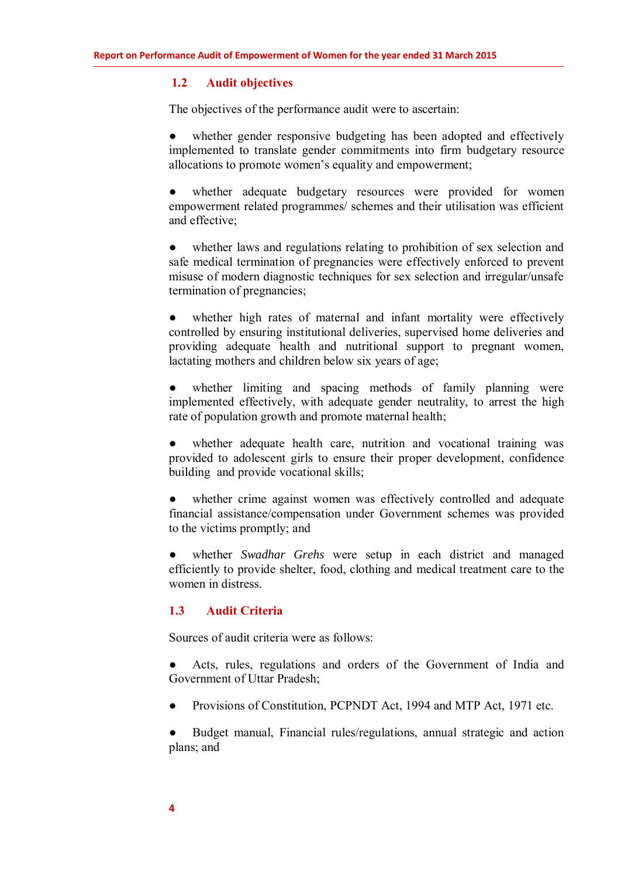## 1.2 Audit objectives

The objectives of the performance audit were to ascertain:

- whether gender responsive budgeting has been adopted and effectively implemented to translate gender commitments into firm budgetary resource allocations to promote women's equality and empowerment;

- whether adequate budgetary resources were provided for women empowerment related programmes/ schemes and their utilisation was efficient and effective;

- whether laws and regulations relating to prohibition of sex selection and safe medical termination of pregnancies were effectively enforced to prevent misuse of modern diagnostic techniques for sex selection and irregular/unsafe termination of pregnancies;

- whether high rates of maternal and infant mortality were effectively controlled by ensuring institutional deliveries, supervised home deliveries and providing adequate health and nutritional support to pregnant women, lactating mothers and children below six years of age;

- whether limiting and spacing methods of family planning were implemented effectively, with adequate gender neutrality, to arrest the high rate of population growth and promote maternal health;

- whether adequate health care, nutrition and vocational training was provided to adolescent girls to ensure their proper development, confidence building and provide vocational skills;

- whether crime against women was effectively controlled and adequate financial assistance/compensation under Government schemes was provided to the victims promptly; and

- whether *Swadhar Grehs* were setup in each district and managed efficiently to provide shelter, food, clothing and medical treatment care to the women in distress.

## 1.3 Audit Criteria

Sources of audit criteria were as follows:

- Acts, rules, regulations and orders of the Government of India and Government of Uttar Pradesh;

- Provisions of Constitution, PCPNDT Act, 1994 and MTP Act, 1971 etc.

- Budget manual, Financial rules/regulations, annual strategic and action plans; and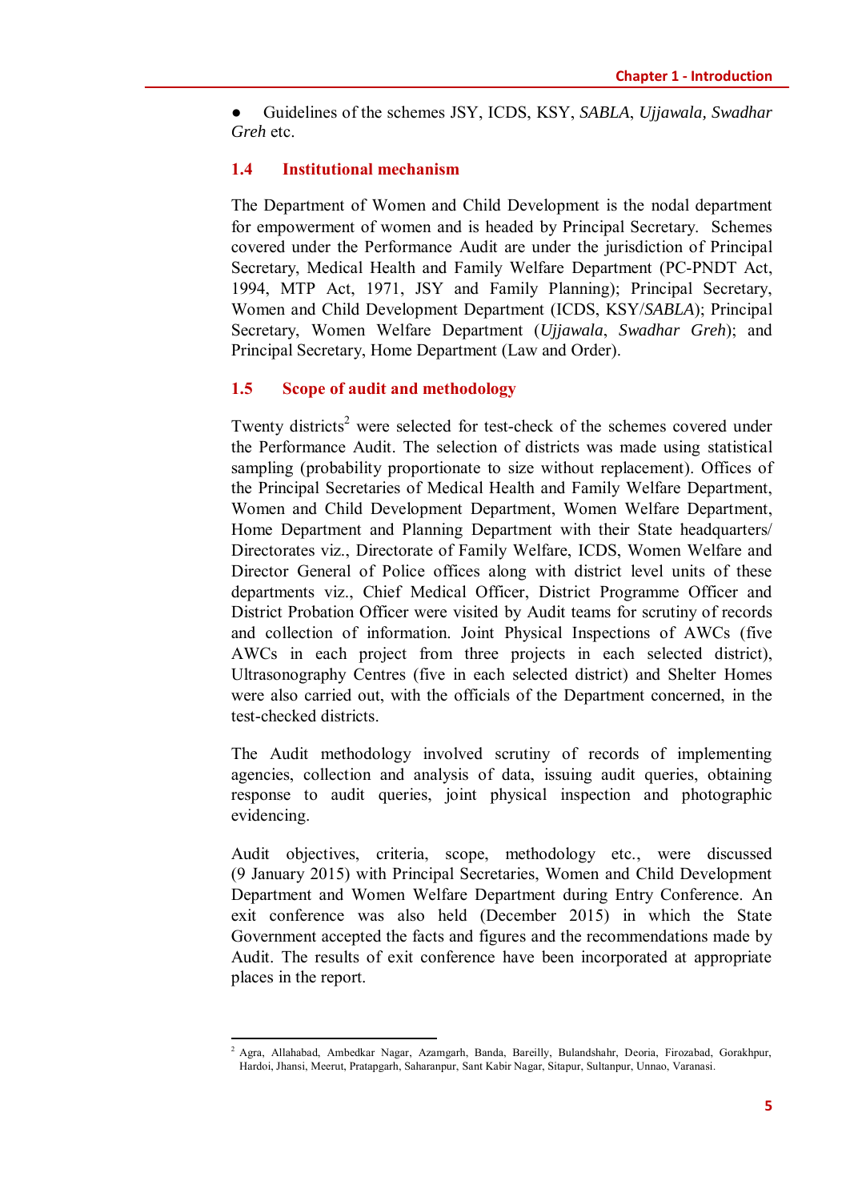- Guidelines of the schemes JSY, ICDS, KSY, *SABLA*, *Ujjawala, Swadhar Greh* etc.

## 1.4 Institutional mechanism

The Department of Women and Child Development is the nodal department for empowerment of women and is headed by Principal Secretary. Schemes covered under the Performance Audit are under the jurisdiction of Principal Secretary, Medical Health and Family Welfare Department (PC-PNDT Act, 1994, MTP Act, 1971, JSY and Family Planning); Principal Secretary, Women and Child Development Department (ICDS, KSY/*SABLA*); Principal Secretary, Women Welfare Department (*Ujjawala*, *Swadhar Greh*); and Principal Secretary, Home Department (Law and Order).

## 1.5 Scope of audit and methodology

Twenty districts[2] were selected for test-check of the schemes covered under the Performance Audit. The selection of districts was made using statistical sampling (probability proportionate to size without replacement). Offices of the Principal Secretaries of Medical Health and Family Welfare Department, Women and Child Development Department, Women Welfare Department, Home Department and Planning Department with their State headquarters/ Directorates viz., Directorate of Family Welfare, ICDS, Women Welfare and Director General of Police offices along with district level units of these departments viz., Chief Medical Officer, District Programme Officer and District Probation Officer were visited by Audit teams for scrutiny of records and collection of information. Joint Physical Inspections of AWCs (five AWCs in each project from three projects in each selected district), Ultrasonography Centres (five in each selected district) and Shelter Homes were also carried out, with the officials of the Department concerned, in the test-checked districts.

The Audit methodology involved scrutiny of records of implementing agencies, collection and analysis of data, issuing audit queries, obtaining response to audit queries, joint physical inspection and photographic evidencing.

Audit objectives, criteria, scope, methodology etc., were discussed (9 January 2015) with Principal Secretaries, Women and Child Development Department and Women Welfare Department during Entry Conference. An exit conference was also held (December 2015) in which the State Government accepted the facts and figures and the recommendations made by Audit. The results of exit conference have been incorporated at appropriate places in the report.

---

[2] Agra, Allahabad, Ambedkar Nagar, Azamgarh, Banda, Bareilly, Bulandshahr, Deoria, Firozabad, Gorakhpur, Hardoi, Jhansi, Meerut, Pratapgarh, Saharanpur, Sant Kabir Nagar, Sitapur, Sultanpur, Unnao, Varanasi.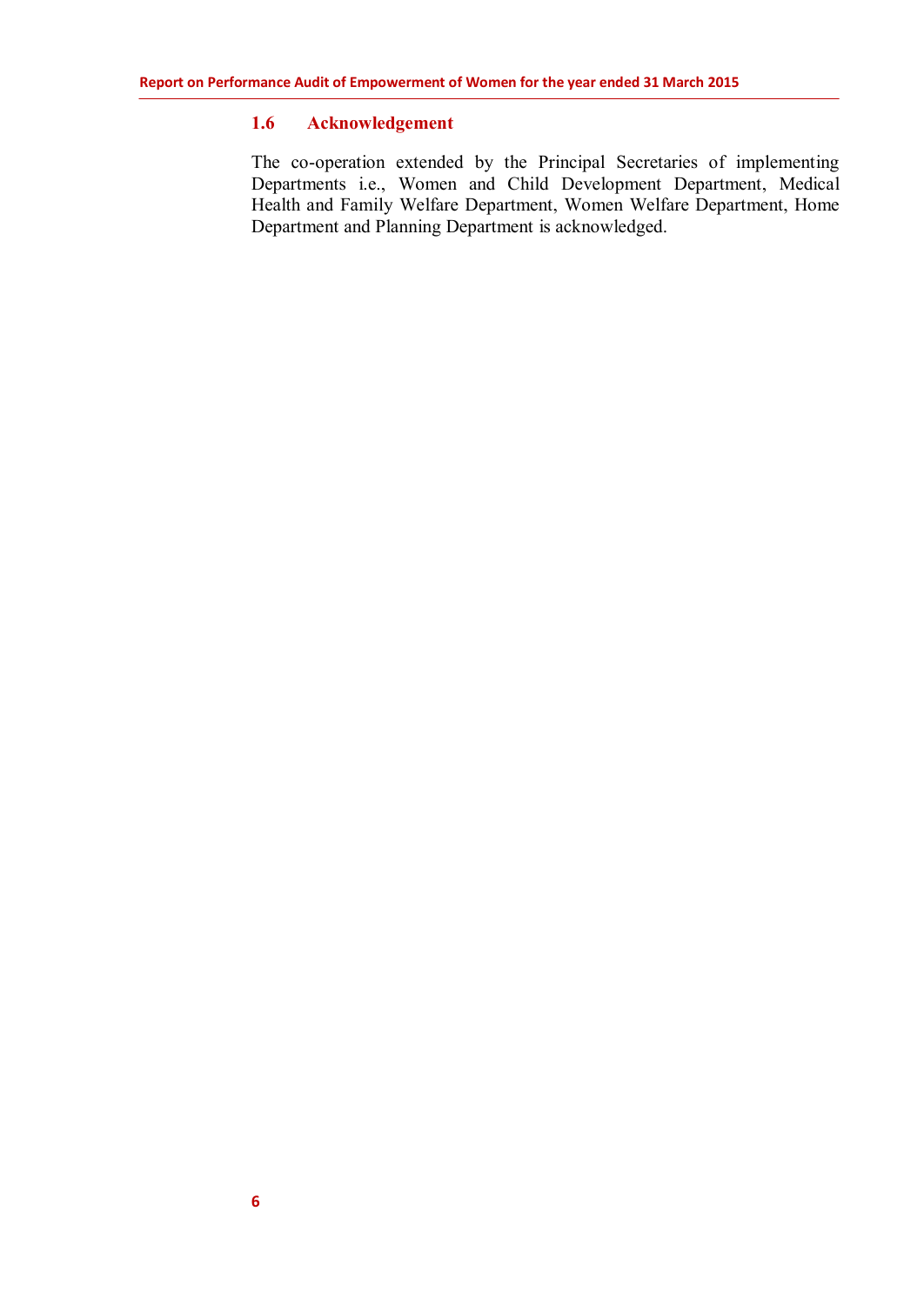### 1.6 Acknowledgement

The co-operation extended by the Principal Secretaries of implementing Departments i.e., Women and Child Development Department, Medical Health and Family Welfare Department, Women Welfare Department, Home Department and Planning Department is acknowledged.